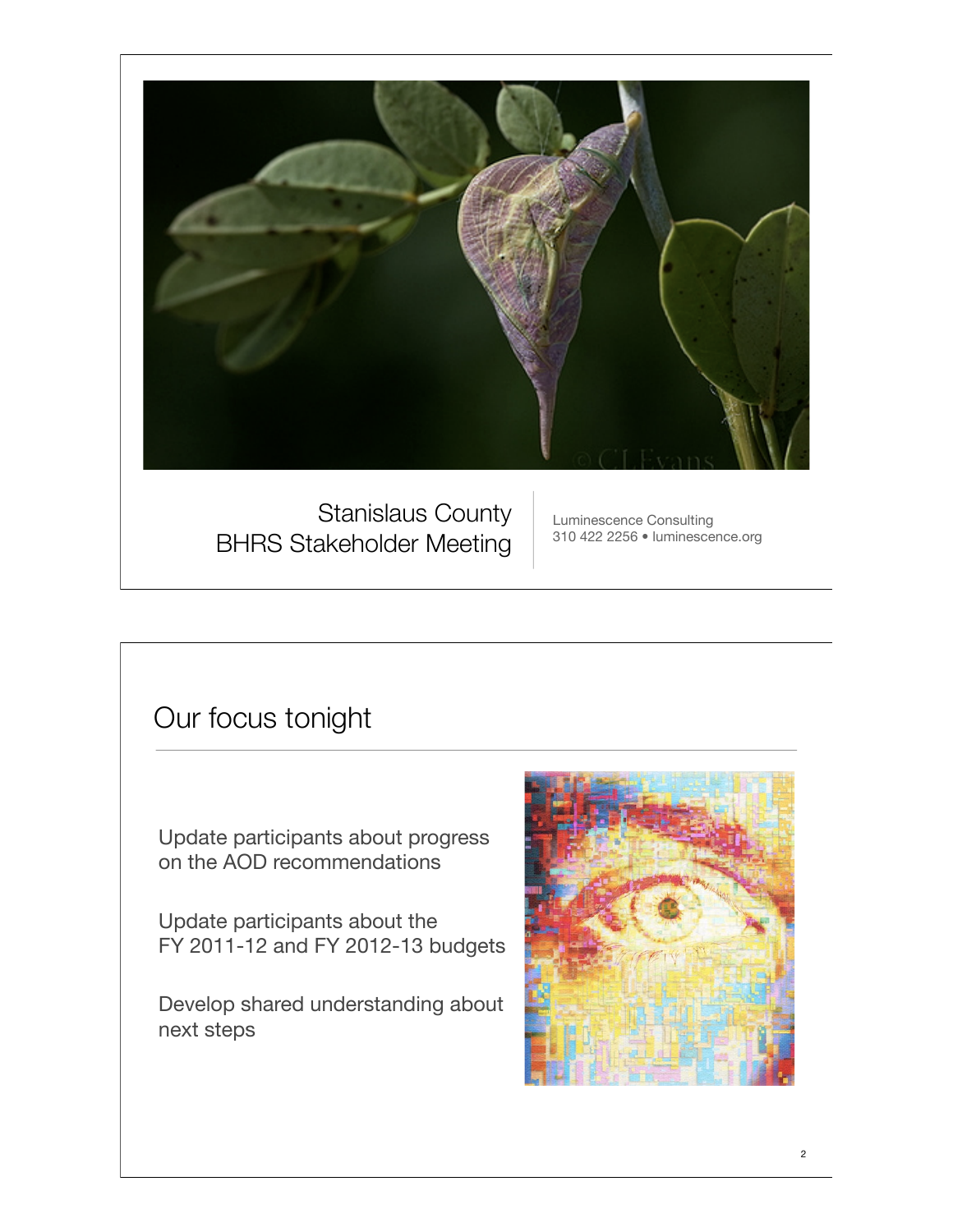Stanislaus County
BHRS Stakeholder Meeting

Luminescence Consulting
310 422 2256 • luminescence.org

## Our focus tonight

Update participants about progress on the AOD recommendations

Update participants about the FY 2011-12 and FY 2012-13 budgets

Develop shared understanding about next steps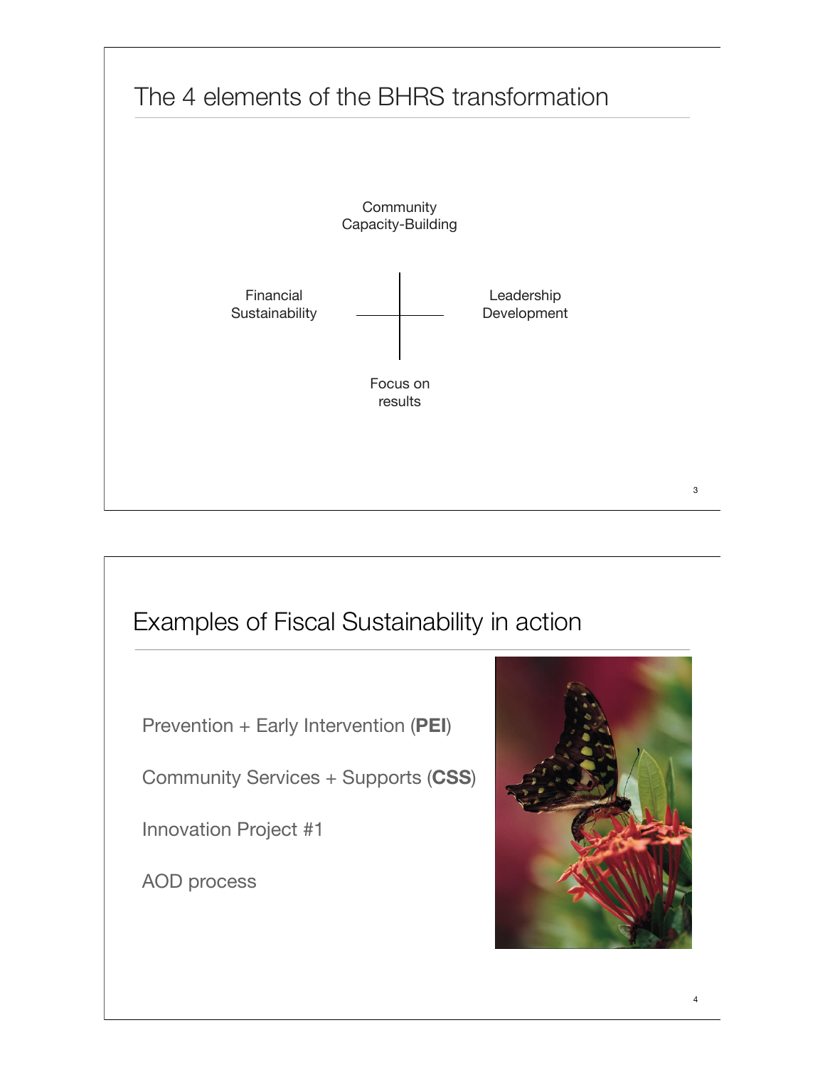# The 4 elements of the BHRS transformation

Community Capacity-Building

Financial Sustainability

Leadership Development

Focus on results

# Examples of Fiscal Sustainability in action

Prevention + Early Intervention (**PEI**)

Community Services + Supports (**CSS**)

Innovation Project #1

AOD process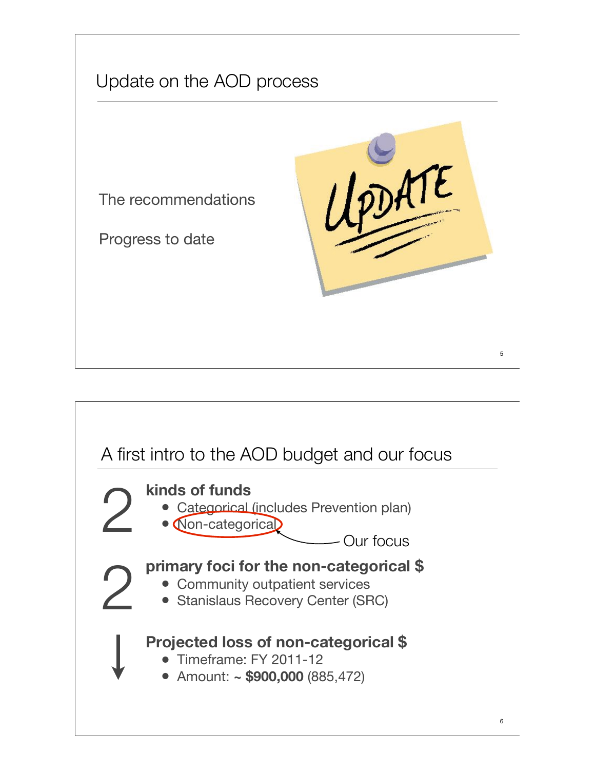## Update on the AOD process

The recommendations

Progress to date

## A first intro to the AOD budget and our focus

2 **kinds of funds**

- Categorical (includes Prevention plan)
- Non-categorical ← Our focus

2 **primary foci for the non-categorical $**

- Community outpatient services
- Stanislaus Recovery Center (SRC)

↓ **Projected loss of non-categorical $**

- Timeframe: FY 2011-12
- Amount: ~ **$900,000** (885,472)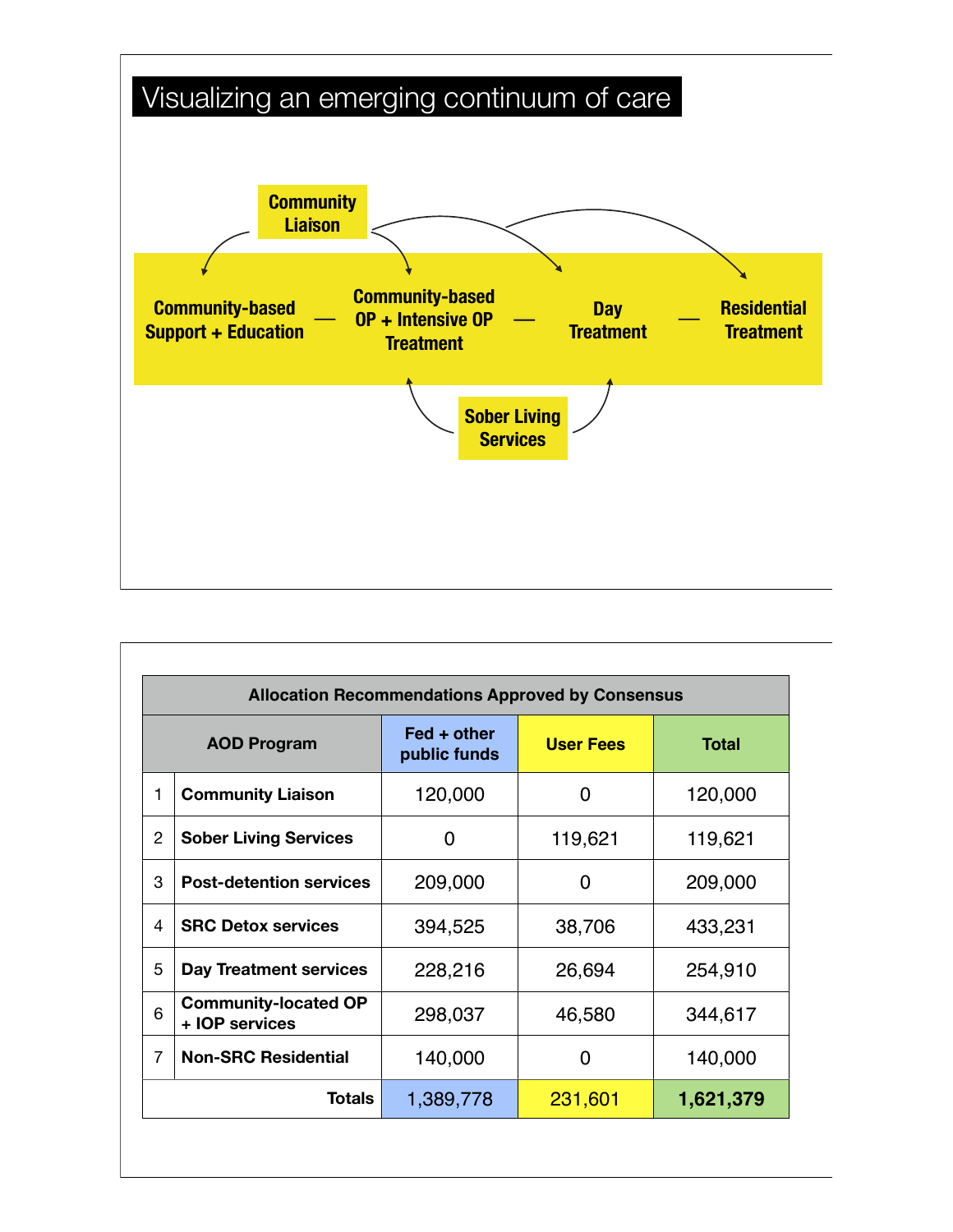# Visualizing an emerging continuum of care

Community Liaison

Community-based Support + Education — Community-based OP + Intensive OP Treatment — Day Treatment — Residential Treatment

Sober Living Services

| Allocation Recommendations Approved by Consensus | | | | |
|---|---|---|---|---|
| AOD Program | | Fed + other public funds | User Fees | Total |
| 1 | Community Liaison | 120,000 | 0 | 120,000 |
| 2 | Sober Living Services | 0 | 119,621 | 119,621 |
| 3 | Post-detention services | 209,000 | 0 | 209,000 |
| 4 | SRC Detox services | 394,525 | 38,706 | 433,231 |
| 5 | Day Treatment services | 228,216 | 26,694 | 254,910 |
| 6 | Community-located OP + IOP services | 298,037 | 46,580 | 344,617 |
| 7 | Non-SRC Residential | 140,000 | 0 | 140,000 |
| | Totals | 1,389,778 | 231,601 | **1,621,379** |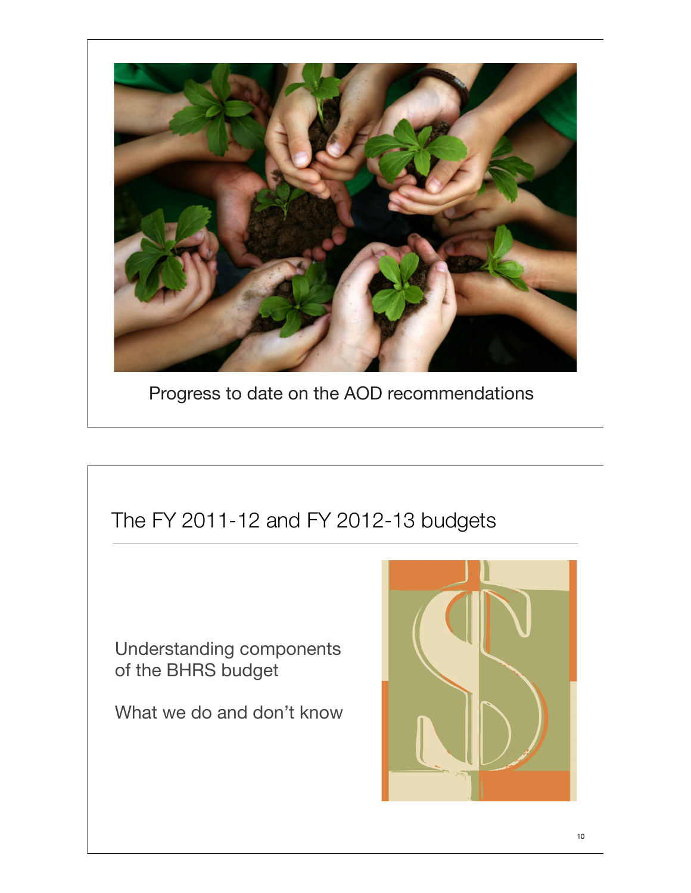Progress to date on the AOD recommendations

## The FY 2011-12 and FY 2012-13 budgets

Understanding components of the BHRS budget

What we do and don't know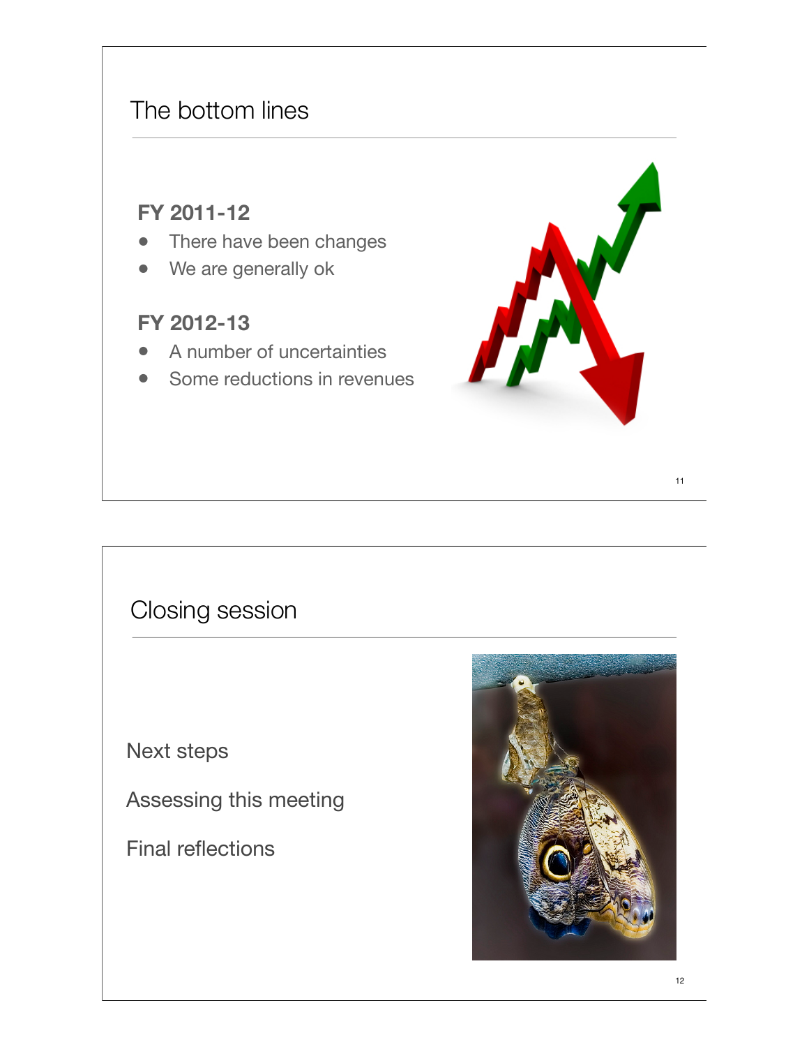## The bottom lines

**FY 2011-12**

- There have been changes
- We are generally ok

**FY 2012-13**

- A number of uncertainties
- Some reductions in revenues

## Closing session

Next steps

Assessing this meeting

Final reflections